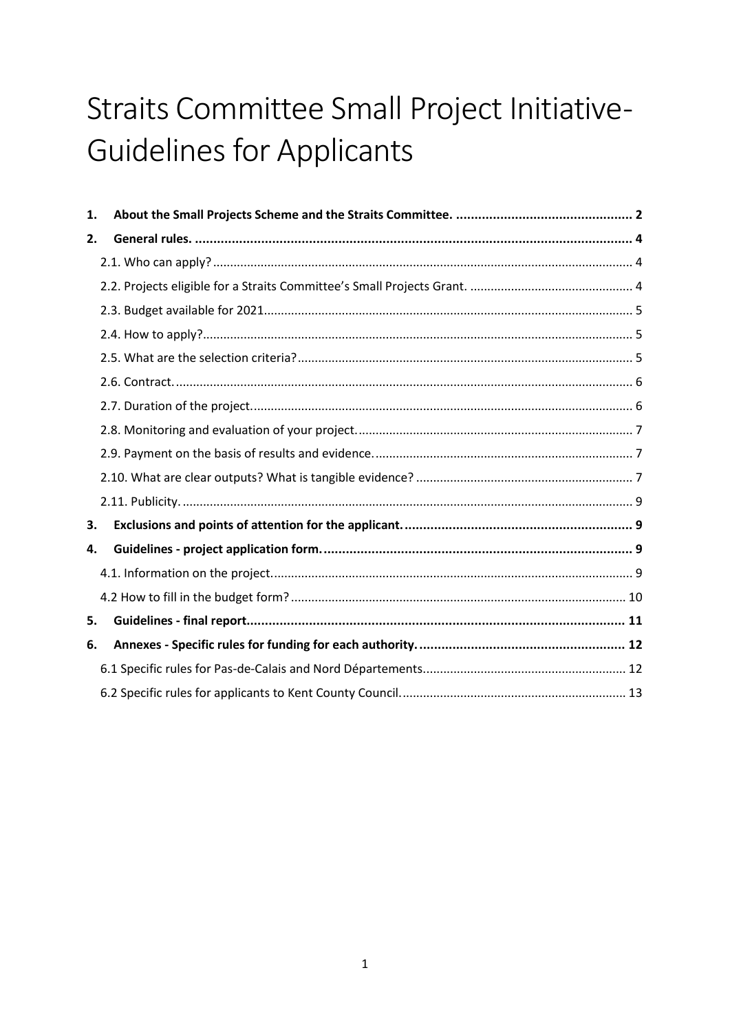# Straits Committee Small Project Initiative- Guidelines for Applicants

**1. About the Small Projects Scheme and the Straits Committee. .... 2**

**2. General rules. .... 4**

- 2.1. Who can apply? .... 4
- 2.2. Projects eligible for a Straits Committee's Small Projects Grant. .... 4
- 2.3. Budget available for 2021 .... 5
- 2.4. How to apply? .... 5
- 2.5. What are the selection criteria? .... 5
- 2.6. Contract. .... 6
- 2.7. Duration of the project. .... 6
- 2.8. Monitoring and evaluation of your project. .... 7
- 2.9. Payment on the basis of results and evidence. .... 7
- 2.10. What are clear outputs? What is tangible evidence? .... 7
- 2.11. Publicity. .... 9

**3. Exclusions and points of attention for the applicant. .... 9**

**4. Guidelines - project application form. .... 9**

- 4.1. Information on the project. .... 9
- 4.2 How to fill in the budget form? .... 10

**5. Guidelines - final report. .... 11**

**6. Annexes - Specific rules for funding for each authority. .... 12**

- 6.1 Specific rules for Pas-de-Calais and Nord Départements .... 12
- 6.2 Specific rules for applicants to Kent County Council. .... 13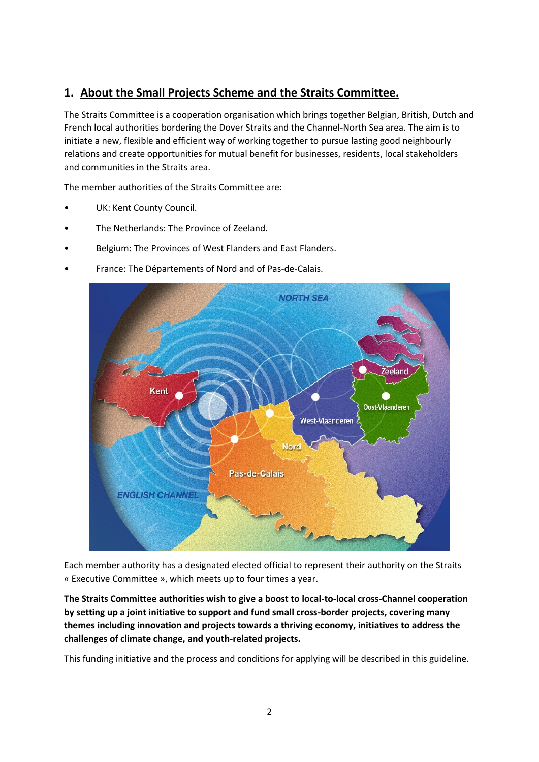## 1. About the Small Projects Scheme and the Straits Committee.

The Straits Committee is a cooperation organisation which brings together Belgian, British, Dutch and French local authorities bordering the Dover Straits and the Channel-North Sea area. The aim is to initiate a new, flexible and efficient way of working together to pursue lasting good neighbourly relations and create opportunities for mutual benefit for businesses, residents, local stakeholders and communities in the Straits area.

The member authorities of the Straits Committee are:

- UK: Kent County Council.
- The Netherlands: The Province of Zeeland.
- Belgium: The Provinces of West Flanders and East Flanders.
- France: The Départements of Nord and of Pas-de-Calais.

Each member authority has a designated elected official to represent their authority on the Straits « Executive Committee », which meets up to four times a year.

**The Straits Committee authorities wish to give a boost to local-to-local cross-Channel cooperation by setting up a joint initiative to support and fund small cross-border projects, covering many themes including innovation and projects towards a thriving economy, initiatives to address the challenges of climate change, and youth-related projects.**

This funding initiative and the process and conditions for applying will be described in this guideline.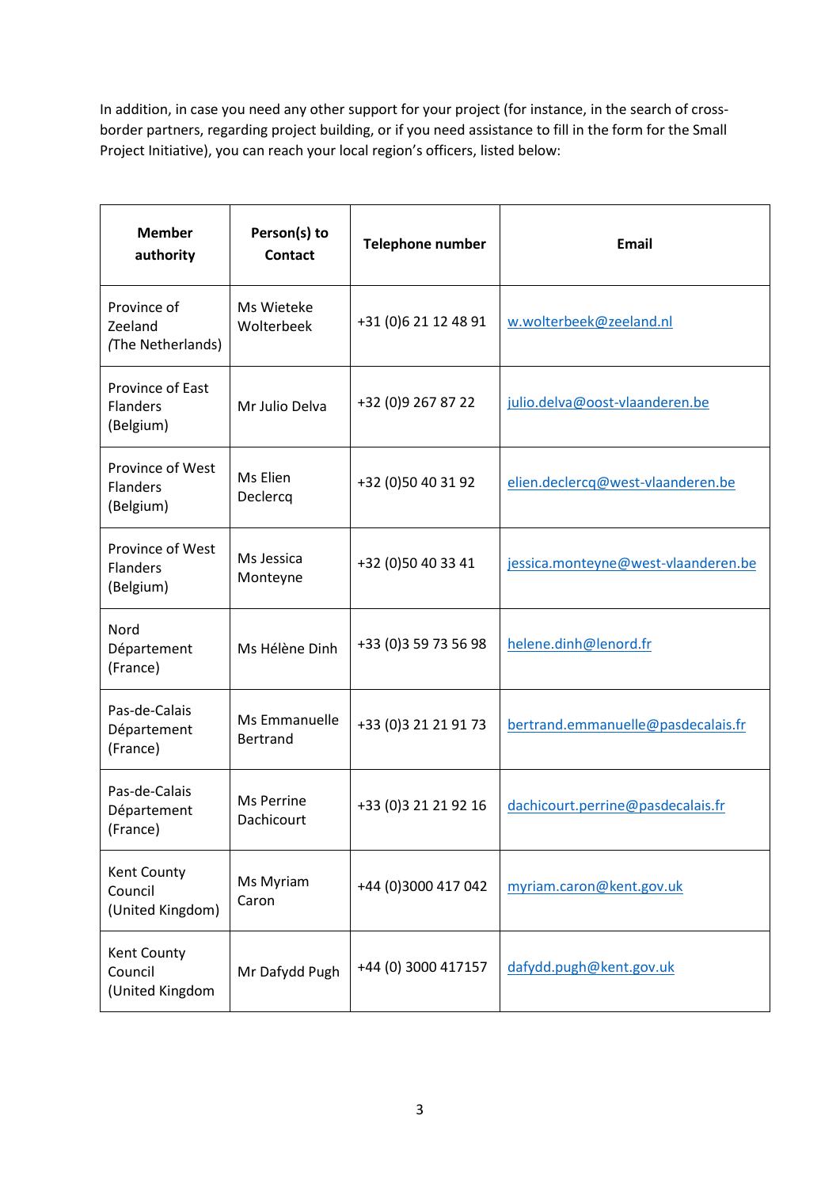In addition, in case you need any other support for your project (for instance, in the search of cross-border partners, regarding project building, or if you need assistance to fill in the form for the Small Project Initiative), you can reach your local region's officers, listed below:

| **Member authority** | **Person(s) to Contact** | **Telephone number** | **Email** |
|---|---|---|---|
| Province of Zeeland (The Netherlands) | Ms Wieteke Wolterbeek | +31 (0)6 21 12 48 91 | w.wolterbeek@zeeland.nl |
| Province of East Flanders (Belgium) | Mr Julio Delva | +32 (0)9 267 87 22 | julio.delva@oost-vlaanderen.be |
| Province of West Flanders (Belgium) | Ms Elien Declercq | +32 (0)50 40 31 92 | elien.declercq@west-vlaanderen.be |
| Province of West Flanders (Belgium) | Ms Jessica Monteyne | +32 (0)50 40 33 41 | jessica.monteyne@west-vlaanderen.be |
| Nord Département (France) | Ms Hélène Dinh | +33 (0)3 59 73 56 98 | helene.dinh@lenord.fr |
| Pas-de-Calais Département (France) | Ms Emmanuelle Bertrand | +33 (0)3 21 21 91 73 | bertrand.emmanuelle@pasdecalais.fr |
| Pas-de-Calais Département (France) | Ms Perrine Dachicourt | +33 (0)3 21 21 92 16 | dachicourt.perrine@pasdecalais.fr |
| Kent County Council (United Kingdom) | Ms Myriam Caron | +44 (0)3000 417 042 | myriam.caron@kent.gov.uk |
| Kent County Council (United Kingdom | Mr Dafydd Pugh | +44 (0) 3000 417157 | dafydd.pugh@kent.gov.uk |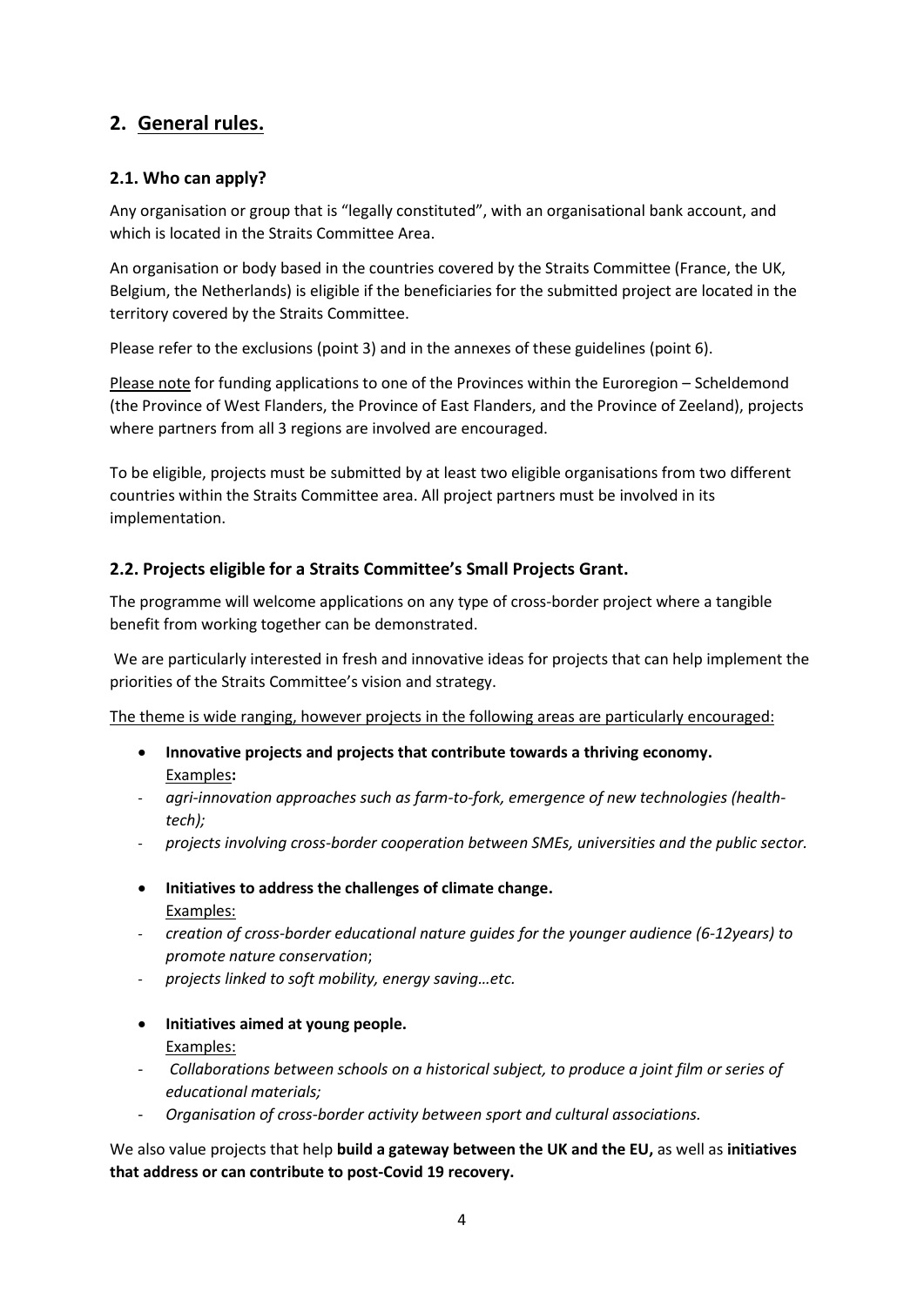## 2. General rules.

### 2.1. Who can apply?

Any organisation or group that is "legally constituted", with an organisational bank account, and which is located in the Straits Committee Area.

An organisation or body based in the countries covered by the Straits Committee (France, the UK, Belgium, the Netherlands) is eligible if the beneficiaries for the submitted project are located in the territory covered by the Straits Committee.

Please refer to the exclusions (point 3) and in the annexes of these guidelines (point 6).

Please note for funding applications to one of the Provinces within the Euroregion – Scheldemond (the Province of West Flanders, the Province of East Flanders, and the Province of Zeeland), projects where partners from all 3 regions are involved are encouraged.

To be eligible, projects must be submitted by at least two eligible organisations from two different countries within the Straits Committee area. All project partners must be involved in its implementation.

### 2.2. Projects eligible for a Straits Committee's Small Projects Grant.

The programme will welcome applications on any type of cross-border project where a tangible benefit from working together can be demonstrated.

We are particularly interested in fresh and innovative ideas for projects that can help implement the priorities of the Straits Committee's vision and strategy.

The theme is wide ranging, however projects in the following areas are particularly encouraged:

- **Innovative projects and projects that contribute towards a thriving economy.**
  Examples**:**
  - *agri-innovation approaches such as farm-to-fork, emergence of new technologies (health-tech);*
  - *projects involving cross-border cooperation between SMEs, universities and the public sector.*

- **Initiatives to address the challenges of climate change.**
  Examples:
  - *creation of cross-border educational nature guides for the younger audience (6-12years) to promote nature conservation*;
  - *projects linked to soft mobility, energy saving…etc.*

- **Initiatives aimed at young people.**
  Examples:
  - *Collaborations between schools on a historical subject, to produce a joint film or series of educational materials;*
  - *Organisation of cross-border activity between sport and cultural associations.*

We also value projects that help **build a gateway between the UK and the EU,** as well as **initiatives that address or can contribute to post-Covid 19 recovery.**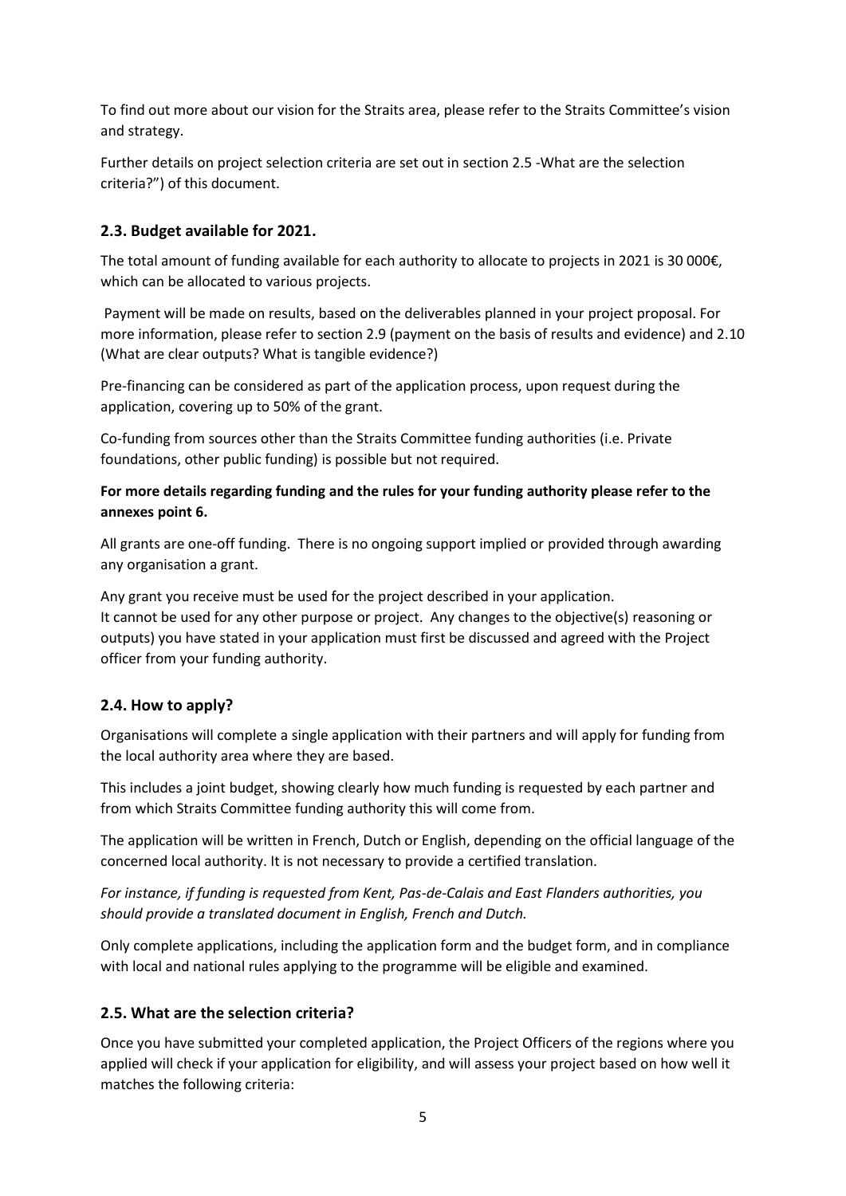To find out more about our vision for the Straits area, please refer to the Straits Committee's vision and strategy.

Further details on project selection criteria are set out in section 2.5 -What are the selection criteria?") of this document.

### 2.3. Budget available for 2021.

The total amount of funding available for each authority to allocate to projects in 2021 is 30 000€, which can be allocated to various projects.

Payment will be made on results, based on the deliverables planned in your project proposal. For more information, please refer to section 2.9 (payment on the basis of results and evidence) and 2.10 (What are clear outputs? What is tangible evidence?)

Pre-financing can be considered as part of the application process, upon request during the application, covering up to 50% of the grant.

Co-funding from sources other than the Straits Committee funding authorities (i.e. Private foundations, other public funding) is possible but not required.

**For more details regarding funding and the rules for your funding authority please refer to the annexes point 6.**

All grants are one-off funding. There is no ongoing support implied or provided through awarding any organisation a grant.

Any grant you receive must be used for the project described in your application.
It cannot be used for any other purpose or project. Any changes to the objective(s) reasoning or outputs) you have stated in your application must first be discussed and agreed with the Project officer from your funding authority.

### 2.4. How to apply?

Organisations will complete a single application with their partners and will apply for funding from the local authority area where they are based.

This includes a joint budget, showing clearly how much funding is requested by each partner and from which Straits Committee funding authority this will come from.

The application will be written in French, Dutch or English, depending on the official language of the concerned local authority. It is not necessary to provide a certified translation.

*For instance, if funding is requested from Kent, Pas-de-Calais and East Flanders authorities, you should provide a translated document in English, French and Dutch.*

Only complete applications, including the application form and the budget form, and in compliance with local and national rules applying to the programme will be eligible and examined.

### 2.5. What are the selection criteria?

Once you have submitted your completed application, the Project Officers of the regions where you applied will check if your application for eligibility, and will assess your project based on how well it matches the following criteria: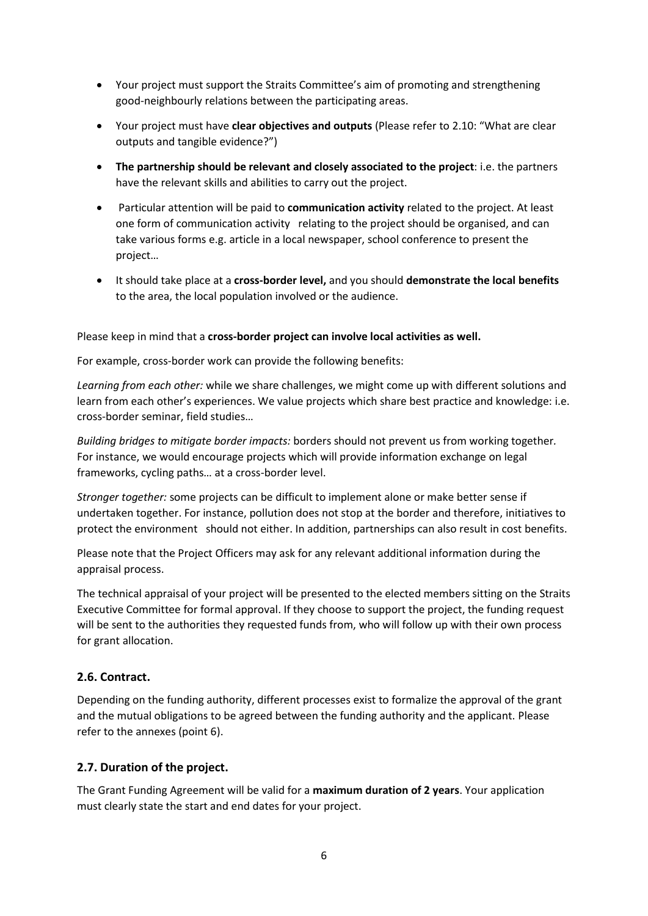- Your project must support the Straits Committee's aim of promoting and strengthening good-neighbourly relations between the participating areas.
- Your project must have **clear objectives and outputs** (Please refer to 2.10: "What are clear outputs and tangible evidence?")
- **The partnership should be relevant and closely associated to the project**: i.e. the partners have the relevant skills and abilities to carry out the project.
- Particular attention will be paid to **communication activity** related to the project. At least one form of communication activity relating to the project should be organised, and can take various forms e.g. article in a local newspaper, school conference to present the project…
- It should take place at a **cross-border level,** and you should **demonstrate the local benefits** to the area, the local population involved or the audience.

Please keep in mind that a **cross-border project can involve local activities as well.**

For example, cross-border work can provide the following benefits:

*Learning from each other:* while we share challenges, we might come up with different solutions and learn from each other's experiences. We value projects which share best practice and knowledge: i.e. cross-border seminar, field studies…

*Building bridges to mitigate border impacts:* borders should not prevent us from working together. For instance, we would encourage projects which will provide information exchange on legal frameworks, cycling paths… at a cross-border level.

*Stronger together:* some projects can be difficult to implement alone or make better sense if undertaken together. For instance, pollution does not stop at the border and therefore, initiatives to protect the environment should not either. In addition, partnerships can also result in cost benefits.

Please note that the Project Officers may ask for any relevant additional information during the appraisal process.

The technical appraisal of your project will be presented to the elected members sitting on the Straits Executive Committee for formal approval. If they choose to support the project, the funding request will be sent to the authorities they requested funds from, who will follow up with their own process for grant allocation.

## 2.6. Contract.

Depending on the funding authority, different processes exist to formalize the approval of the grant and the mutual obligations to be agreed between the funding authority and the applicant. Please refer to the annexes (point 6).

## 2.7. Duration of the project.

The Grant Funding Agreement will be valid for a **maximum duration of 2 years**. Your application must clearly state the start and end dates for your project.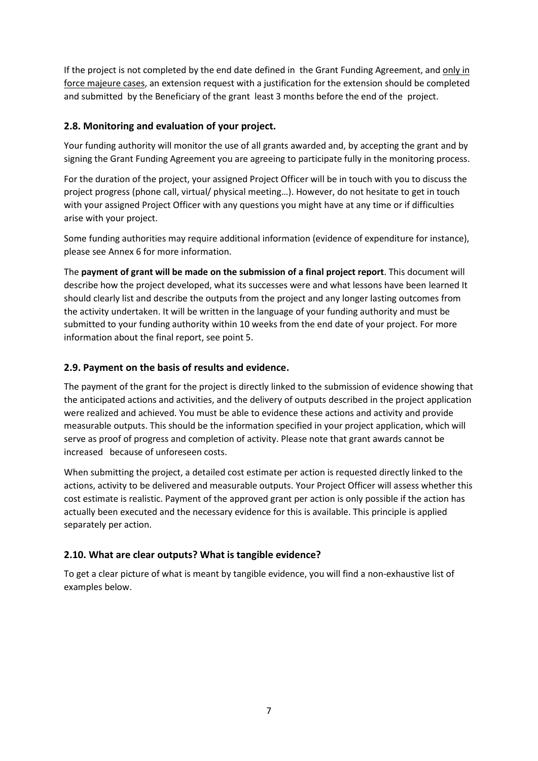If the project is not completed by the end date defined in the Grant Funding Agreement, and <u>only in force majeure cases</u>, an extension request with a justification for the extension should be completed and submitted by the Beneficiary of the grant least 3 months before the end of the project.

### 2.8. Monitoring and evaluation of your project.

Your funding authority will monitor the use of all grants awarded and, by accepting the grant and by signing the Grant Funding Agreement you are agreeing to participate fully in the monitoring process.

For the duration of the project, your assigned Project Officer will be in touch with you to discuss the project progress (phone call, virtual/ physical meeting…). However, do not hesitate to get in touch with your assigned Project Officer with any questions you might have at any time or if difficulties arise with your project.

Some funding authorities may require additional information (evidence of expenditure for instance), please see Annex 6 for more information.

The **payment of grant will be made on the submission of a final project report**. This document will describe how the project developed, what its successes were and what lessons have been learned It should clearly list and describe the outputs from the project and any longer lasting outcomes from the activity undertaken. It will be written in the language of your funding authority and must be submitted to your funding authority within 10 weeks from the end date of your project. For more information about the final report, see point 5.

### 2.9. Payment on the basis of results and evidence.

The payment of the grant for the project is directly linked to the submission of evidence showing that the anticipated actions and activities, and the delivery of outputs described in the project application were realized and achieved. You must be able to evidence these actions and activity and provide measurable outputs. This should be the information specified in your project application, which will serve as proof of progress and completion of activity. Please note that grant awards cannot be increased because of unforeseen costs.

When submitting the project, a detailed cost estimate per action is requested directly linked to the actions, activity to be delivered and measurable outputs. Your Project Officer will assess whether this cost estimate is realistic. Payment of the approved grant per action is only possible if the action has actually been executed and the necessary evidence for this is available. This principle is applied separately per action.

### 2.10. What are clear outputs? What is tangible evidence?

To get a clear picture of what is meant by tangible evidence, you will find a non-exhaustive list of examples below.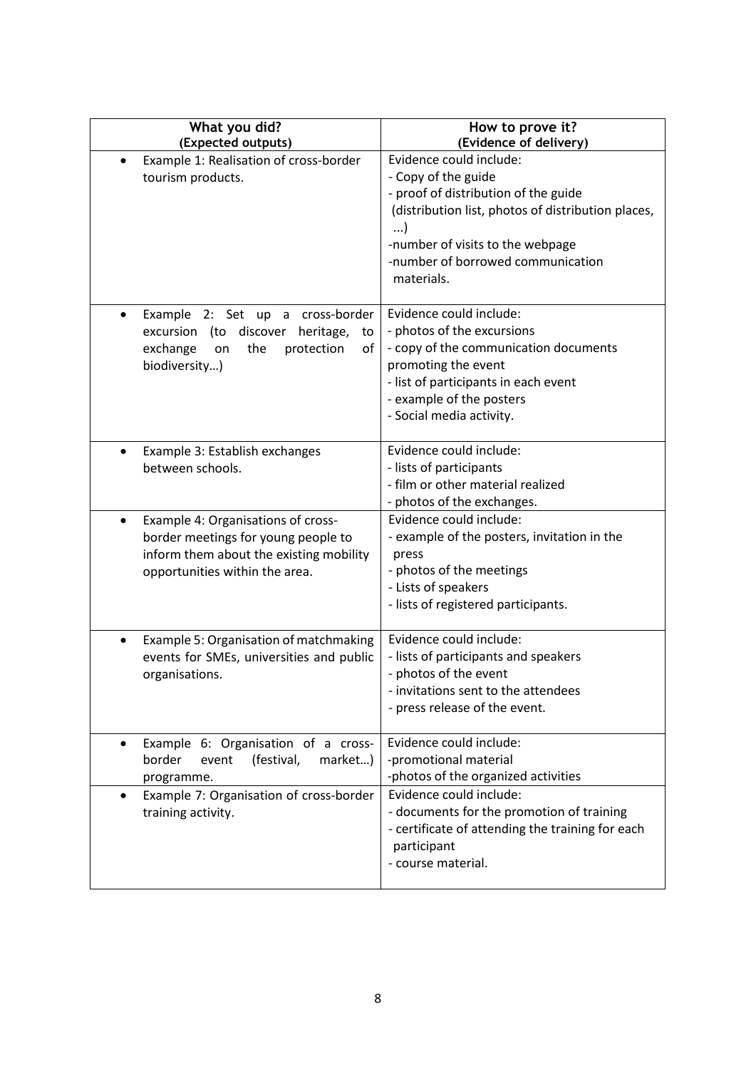| What you did?<br>(Expected outputs) | How to prove it?<br>(Evidence of delivery) |
|---|---|
| • Example 1: Realisation of cross-border tourism products. | Evidence could include:<br>- Copy of the guide<br>- proof of distribution of the guide (distribution list, photos of distribution places, ...)<br>-number of visits to the webpage<br>-number of borrowed communication materials. |
| • Example 2: Set up a cross-border excursion (to discover heritage, to exchange on the protection of biodiversity…) | Evidence could include:<br>- photos of the excursions<br>- copy of the communication documents promoting the event<br>- list of participants in each event<br>- example of the posters<br>- Social media activity. |
| • Example 3: Establish exchanges between schools. | Evidence could include:<br>- lists of participants<br>- film or other material realized<br>- photos of the exchanges. |
| • Example 4: Organisations of cross-border meetings for young people to inform them about the existing mobility opportunities within the area. | Evidence could include:<br>- example of the posters, invitation in the press<br>- photos of the meetings<br>- Lists of speakers<br>- lists of registered participants. |
| • Example 5: Organisation of matchmaking events for SMEs, universities and public organisations. | Evidence could include:<br>- lists of participants and speakers<br>- photos of the event<br>- invitations sent to the attendees<br>- press release of the event. |
| • Example 6: Organisation of a cross-border event (festival, market…) programme. | Evidence could include:<br>-promotional material<br>-photos of the organized activities |
| • Example 7: Organisation of cross-border training activity. | Evidence could include:<br>- documents for the promotion of training<br>- certificate of attending the training for each participant<br>- course material. |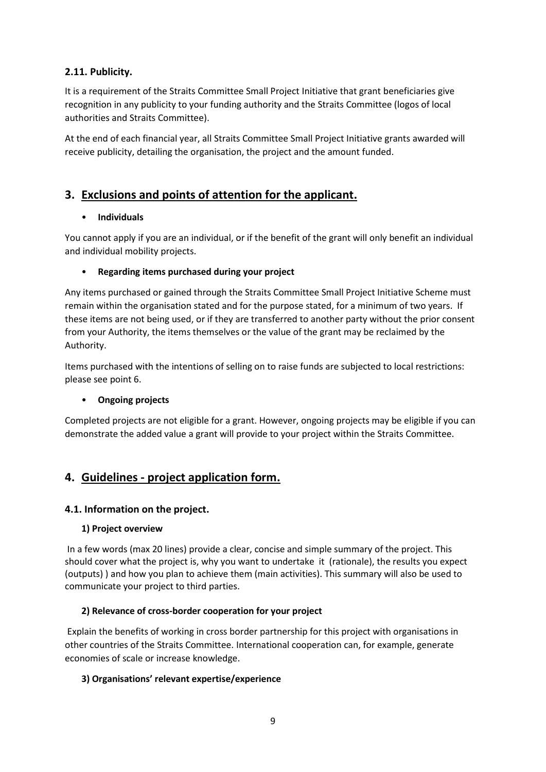### 2.11. Publicity.

It is a requirement of the Straits Committee Small Project Initiative that grant beneficiaries give recognition in any publicity to your funding authority and the Straits Committee (logos of local authorities and Straits Committee).

At the end of each financial year, all Straits Committee Small Project Initiative grants awarded will receive publicity, detailing the organisation, the project and the amount funded.

## 3. Exclusions and points of attention for the applicant.

- **Individuals**

You cannot apply if you are an individual, or if the benefit of the grant will only benefit an individual and individual mobility projects.

- **Regarding items purchased during your project**

Any items purchased or gained through the Straits Committee Small Project Initiative Scheme must remain within the organisation stated and for the purpose stated, for a minimum of two years. If these items are not being used, or if they are transferred to another party without the prior consent from your Authority, the items themselves or the value of the grant may be reclaimed by the Authority.

Items purchased with the intentions of selling on to raise funds are subjected to local restrictions: please see point 6.

- **Ongoing projects**

Completed projects are not eligible for a grant. However, ongoing projects may be eligible if you can demonstrate the added value a grant will provide to your project within the Straits Committee.

## 4. Guidelines - project application form.

### 4.1. Information on the project.

#### 1) Project overview

In a few words (max 20 lines) provide a clear, concise and simple summary of the project. This should cover what the project is, why you want to undertake it (rationale), the results you expect (outputs) ) and how you plan to achieve them (main activities). This summary will also be used to communicate your project to third parties.

#### 2) Relevance of cross-border cooperation for your project

Explain the benefits of working in cross border partnership for this project with organisations in other countries of the Straits Committee. International cooperation can, for example, generate economies of scale or increase knowledge.

#### 3) Organisations' relevant expertise/experience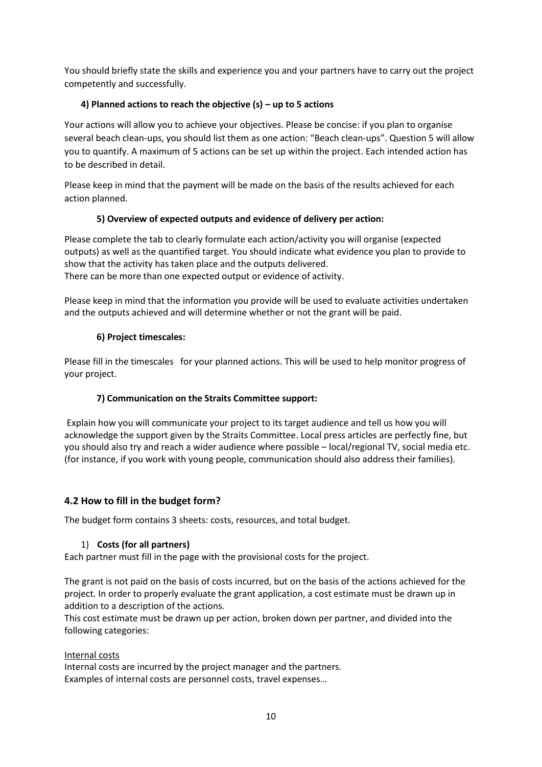You should briefly state the skills and experience you and your partners have to carry out the project competently and successfully.

**4) Planned actions to reach the objective (s) – up to 5 actions**

Your actions will allow you to achieve your objectives. Please be concise: if you plan to organise several beach clean-ups, you should list them as one action: "Beach clean-ups". Question 5 will allow you to quantify. A maximum of 5 actions can be set up within the project. Each intended action has to be described in detail.

Please keep in mind that the payment will be made on the basis of the results achieved for each action planned.

**5) Overview of expected outputs and evidence of delivery per action:**

Please complete the tab to clearly formulate each action/activity you will organise (expected outputs) as well as the quantified target. You should indicate what evidence you plan to provide to show that the activity has taken place and the outputs delivered.
There can be more than one expected output or evidence of activity.

Please keep in mind that the information you provide will be used to evaluate activities undertaken and the outputs achieved and will determine whether or not the grant will be paid.

**6) Project timescales:**

Please fill in the timescales for your planned actions. This will be used to help monitor progress of your project.

**7) Communication on the Straits Committee support:**

Explain how you will communicate your project to its target audience and tell us how you will acknowledge the support given by the Straits Committee. Local press articles are perfectly fine, but you should also try and reach a wider audience where possible – local/regional TV, social media etc. (for instance, if you work with young people, communication should also address their families).

## 4.2 How to fill in the budget form?

The budget form contains 3 sheets: costs, resources, and total budget.

1) **Costs (for all partners)**

Each partner must fill in the page with the provisional costs for the project.

The grant is not paid on the basis of costs incurred, but on the basis of the actions achieved for the project. In order to properly evaluate the grant application, a cost estimate must be drawn up in addition to a description of the actions.
This cost estimate must be drawn up per action, broken down per partner, and divided into the following categories:

<u>Internal costs</u>
Internal costs are incurred by the project manager and the partners.
Examples of internal costs are personnel costs, travel expenses…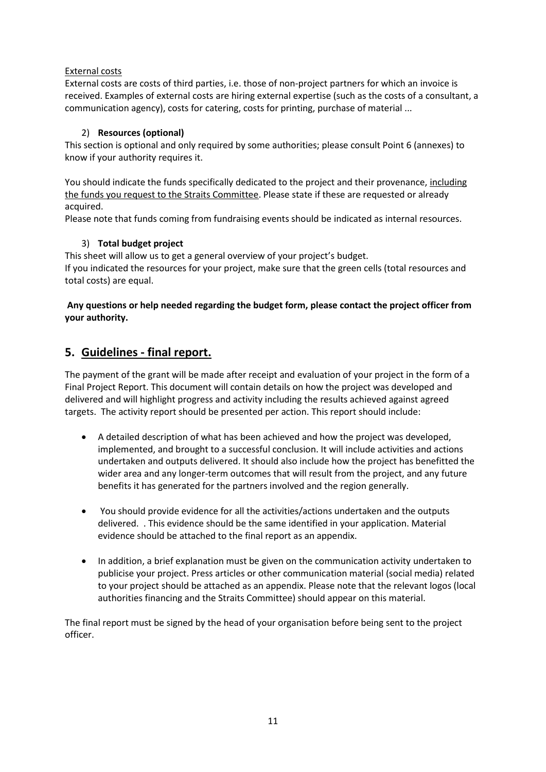External costs

External costs are costs of third parties, i.e. those of non-project partners for which an invoice is received. Examples of external costs are hiring external expertise (such as the costs of a consultant, a communication agency), costs for catering, costs for printing, purchase of material ...

2) **Resources (optional)**

This section is optional and only required by some authorities; please consult Point 6 (annexes) to know if your authority requires it.

You should indicate the funds specifically dedicated to the project and their provenance, including the funds you request to the Straits Committee. Please state if these are requested or already acquired.

Please note that funds coming from fundraising events should be indicated as internal resources.

3) **Total budget project**

This sheet will allow us to get a general overview of your project's budget.
If you indicated the resources for your project, make sure that the green cells (total resources and total costs) are equal.

**Any questions or help needed regarding the budget form, please contact the project officer from your authority.**

## 5. Guidelines - final report.

The payment of the grant will be made after receipt and evaluation of your project in the form of a Final Project Report. This document will contain details on how the project was developed and delivered and will highlight progress and activity including the results achieved against agreed targets. The activity report should be presented per action. This report should include:

- A detailed description of what has been achieved and how the project was developed, implemented, and brought to a successful conclusion. It will include activities and actions undertaken and outputs delivered. It should also include how the project has benefitted the wider area and any longer-term outcomes that will result from the project, and any future benefits it has generated for the partners involved and the region generally.
- You should provide evidence for all the activities/actions undertaken and the outputs delivered. . This evidence should be the same identified in your application. Material evidence should be attached to the final report as an appendix.
- In addition, a brief explanation must be given on the communication activity undertaken to publicise your project. Press articles or other communication material (social media) related to your project should be attached as an appendix. Please note that the relevant logos (local authorities financing and the Straits Committee) should appear on this material.

The final report must be signed by the head of your organisation before being sent to the project officer.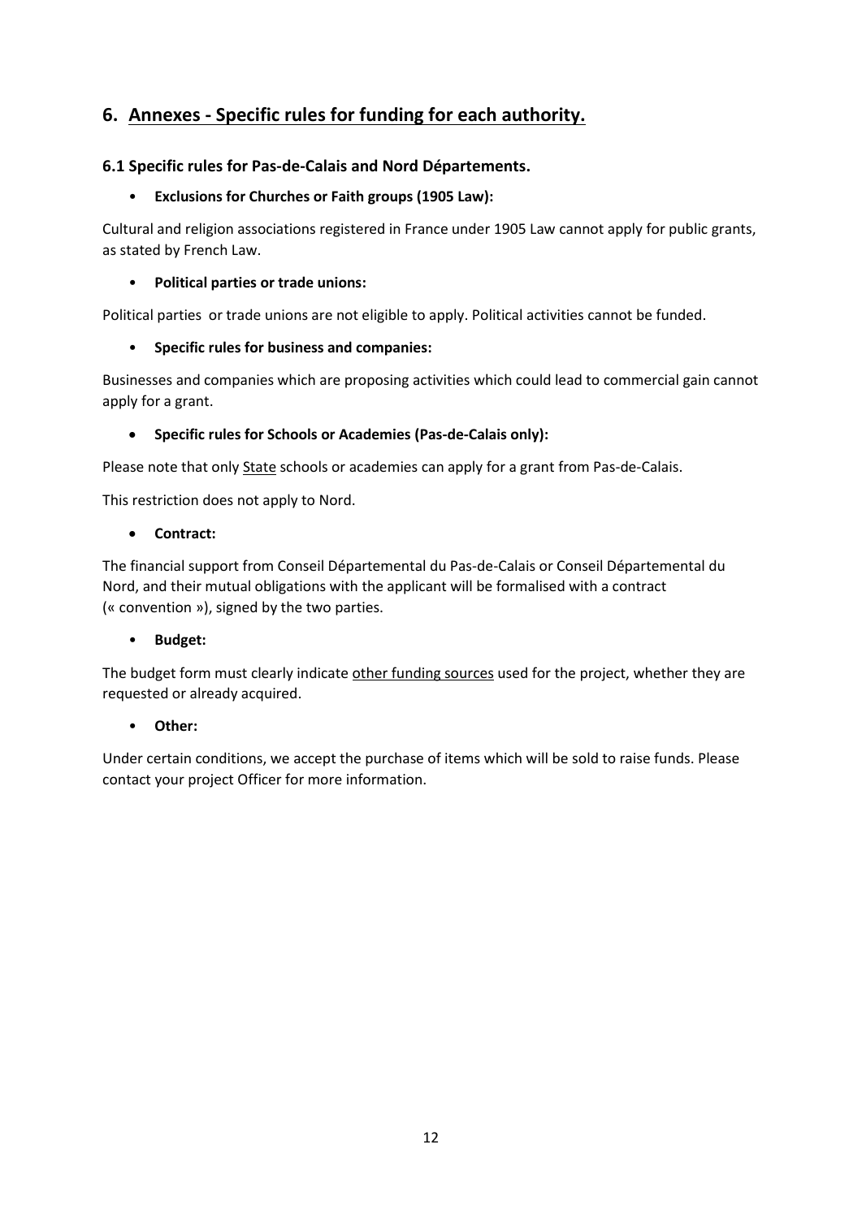## 6. Annexes - Specific rules for funding for each authority.

### 6.1 Specific rules for Pas-de-Calais and Nord Départements.

- **Exclusions for Churches or Faith groups (1905 Law):**

Cultural and religion associations registered in France under 1905 Law cannot apply for public grants, as stated by French Law.

- **Political parties or trade unions:**

Political parties or trade unions are not eligible to apply. Political activities cannot be funded.

- **Specific rules for business and companies:**

Businesses and companies which are proposing activities which could lead to commercial gain cannot apply for a grant.

- **Specific rules for Schools or Academies (Pas-de-Calais only):**

Please note that only State schools or academies can apply for a grant from Pas-de-Calais.

This restriction does not apply to Nord.

- **Contract:**

The financial support from Conseil Départemental du Pas-de-Calais or Conseil Départemental du Nord, and their mutual obligations with the applicant will be formalised with a contract (« convention »), signed by the two parties.

- **Budget:**

The budget form must clearly indicate other funding sources used for the project, whether they are requested or already acquired.

- **Other:**

Under certain conditions, we accept the purchase of items which will be sold to raise funds. Please contact your project Officer for more information.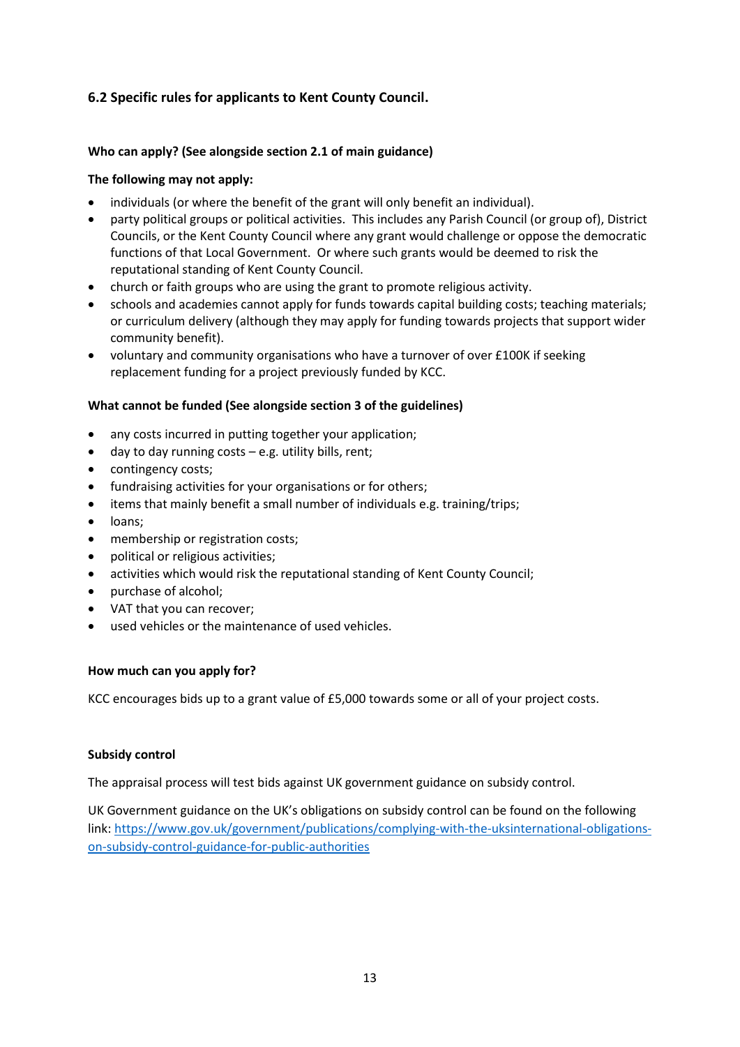## 6.2 Specific rules for applicants to Kent County Council.

**Who can apply? (See alongside section 2.1 of main guidance)**

**The following may not apply:**

- individuals (or where the benefit of the grant will only benefit an individual).
- party political groups or political activities. This includes any Parish Council (or group of), District Councils, or the Kent County Council where any grant would challenge or oppose the democratic functions of that Local Government. Or where such grants would be deemed to risk the reputational standing of Kent County Council.
- church or faith groups who are using the grant to promote religious activity.
- schools and academies cannot apply for funds towards capital building costs; teaching materials; or curriculum delivery (although they may apply for funding towards projects that support wider community benefit).
- voluntary and community organisations who have a turnover of over £100K if seeking replacement funding for a project previously funded by KCC.

**What cannot be funded (See alongside section 3 of the guidelines)**

- any costs incurred in putting together your application;
- day to day running costs – e.g. utility bills, rent;
- contingency costs;
- fundraising activities for your organisations or for others;
- items that mainly benefit a small number of individuals e.g. training/trips;
- loans;
- membership or registration costs;
- political or religious activities;
- activities which would risk the reputational standing of Kent County Council;
- purchase of alcohol;
- VAT that you can recover;
- used vehicles or the maintenance of used vehicles.

**How much can you apply for?**

KCC encourages bids up to a grant value of £5,000 towards some or all of your project costs.

**Subsidy control**

The appraisal process will test bids against UK government guidance on subsidy control.

UK Government guidance on the UK's obligations on subsidy control can be found on the following link: [https://www.gov.uk/government/publications/complying-with-the-uksinternational-obligations-on-subsidy-control-guidance-for-public-authorities](https://www.gov.uk/government/publications/complying-with-the-uksinternational-obligations-on-subsidy-control-guidance-for-public-authorities)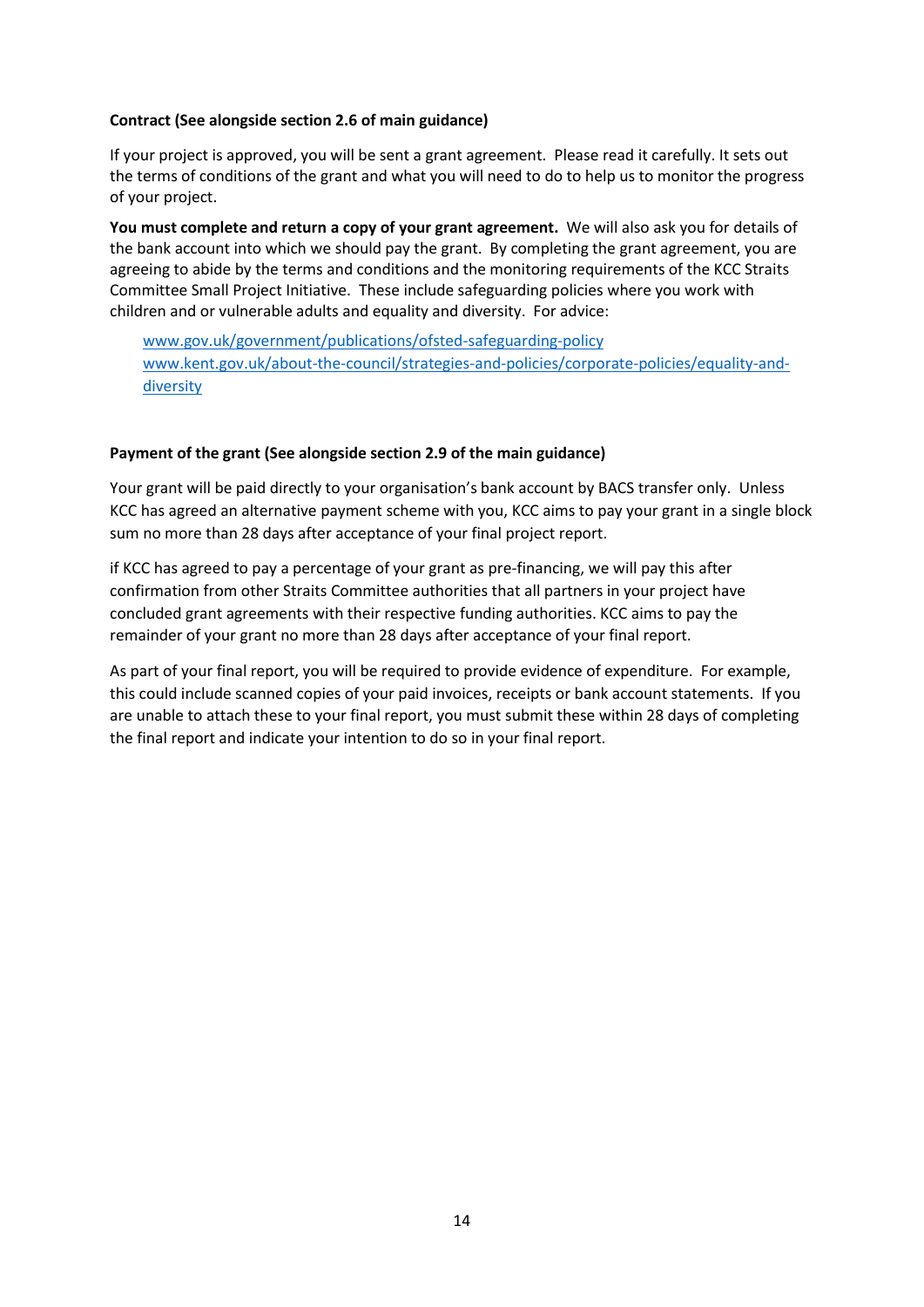**Contract (See alongside section 2.6 of main guidance)**

If your project is approved, you will be sent a grant agreement. Please read it carefully. It sets out the terms of conditions of the grant and what you will need to do to help us to monitor the progress of your project.

**You must complete and return a copy of your grant agreement.** We will also ask you for details of the bank account into which we should pay the grant. By completing the grant agreement, you are agreeing to abide by the terms and conditions and the monitoring requirements of the KCC Straits Committee Small Project Initiative. These include safeguarding policies where you work with children and or vulnerable adults and equality and diversity. For advice:

www.gov.uk/government/publications/ofsted-safeguarding-policy
www.kent.gov.uk/about-the-council/strategies-and-policies/corporate-policies/equality-and-diversity

**Payment of the grant (See alongside section 2.9 of the main guidance)**

Your grant will be paid directly to your organisation's bank account by BACS transfer only. Unless KCC has agreed an alternative payment scheme with you, KCC aims to pay your grant in a single block sum no more than 28 days after acceptance of your final project report.

if KCC has agreed to pay a percentage of your grant as pre-financing, we will pay this after confirmation from other Straits Committee authorities that all partners in your project have concluded grant agreements with their respective funding authorities. KCC aims to pay the remainder of your grant no more than 28 days after acceptance of your final report.

As part of your final report, you will be required to provide evidence of expenditure. For example, this could include scanned copies of your paid invoices, receipts or bank account statements. If you are unable to attach these to your final report, you must submit these within 28 days of completing the final report and indicate your intention to do so in your final report.